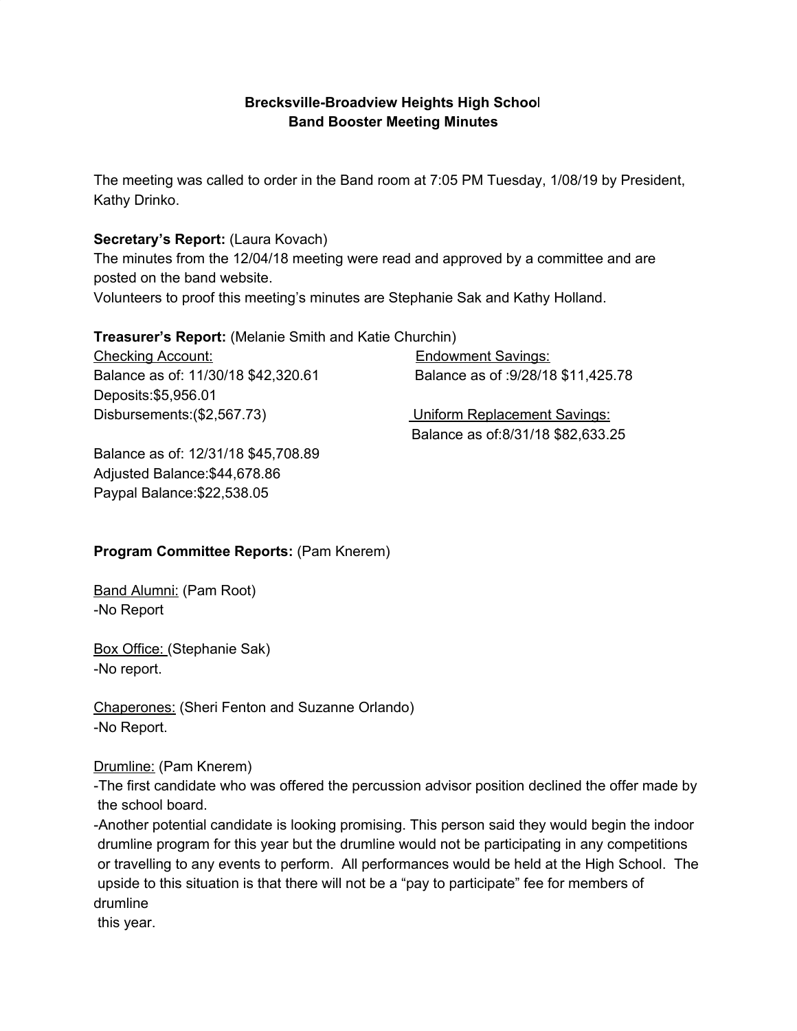**Brecksville-Broadview Heights High School**
**Band Booster Meeting Minutes**

The meeting was called to order in the Band room at 7:05 PM Tuesday, 1/08/19 by President, Kathy Drinko.

**Secretary's Report:** (Laura Kovach)
The minutes from the 12/04/18 meeting were read and approved by a committee and are posted on the band website.
Volunteers to proof this meeting's minutes are Stephanie Sak and Kathy Holland.

**Treasurer's Report:** (Melanie Smith and Katie Churchin)

Checking Account:
Balance as of: 11/30/18 $42,320.61
Deposits:$5,956.01
Disbursements:($2,567.73)

Balance as of: 12/31/18 $45,708.89
Adjusted Balance:$44,678.86
Paypal Balance:$22,538.05

Endowment Savings:
Balance as of :9/28/18 $11,425.78

Uniform Replacement Savings:
Balance as of:8/31/18 $82,633.25

**Program Committee Reports:** (Pam Knerem)

Band Alumni: (Pam Root)
-No Report

Box Office: (Stephanie Sak)
-No report.

Chaperones: (Sheri Fenton and Suzanne Orlando)
-No Report.

Drumline: (Pam Knerem)
-The first candidate who was offered the percussion advisor position declined the offer made by the school board.
-Another potential candidate is looking promising. This person said they would begin the indoor drumline program for this year but the drumline would not be participating in any competitions or travelling to any events to perform. All performances would be held at the High School. The upside to this situation is that there will not be a "pay to participate" fee for members of drumline this year.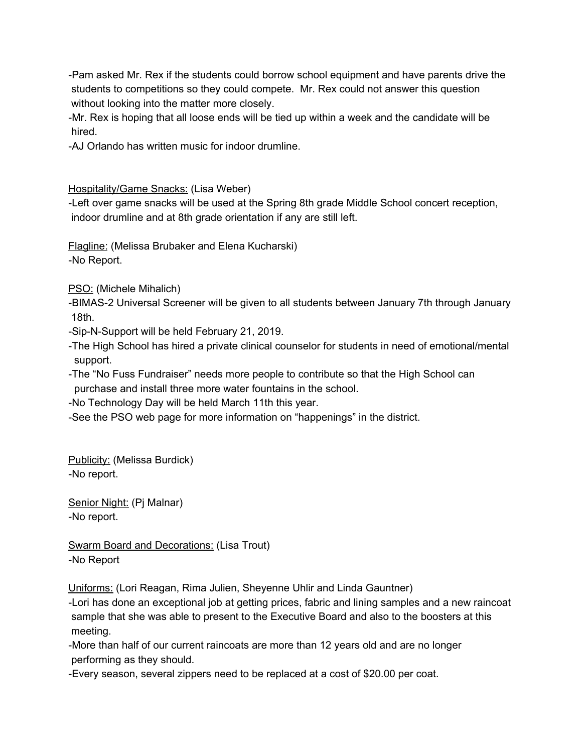-Pam asked Mr. Rex if the students could borrow school equipment and have parents drive the students to competitions so they could compete. Mr. Rex could not answer this question without looking into the matter more closely.
-Mr. Rex is hoping that all loose ends will be tied up within a week and the candidate will be hired.
-AJ Orlando has written music for indoor drumline.

<u>Hospitality/Game Snacks:</u> (Lisa Weber)
-Left over game snacks will be used at the Spring 8th grade Middle School concert reception, indoor drumline and at 8th grade orientation if any are still left.

<u>Flagline:</u> (Melissa Brubaker and Elena Kucharski)
-No Report.

<u>PSO:</u> (Michele Mihalich)
-BIMAS-2 Universal Screener will be given to all students between January 7th through January 18th.
-Sip-N-Support will be held February 21, 2019.
-The High School has hired a private clinical counselor for students in need of emotional/mental support.
-The "No Fuss Fundraiser" needs more people to contribute so that the High School can purchase and install three more water fountains in the school.
-No Technology Day will be held March 11th this year.
-See the PSO web page for more information on "happenings" in the district.

<u>Publicity:</u> (Melissa Burdick)
-No report.

<u>Senior Night:</u> (Pj Malnar)
-No report.

<u>Swarm Board and Decorations:</u> (Lisa Trout)
-No Report

<u>Uniforms:</u> (Lori Reagan, Rima Julien, Sheyenne Uhlir and Linda Gauntner)
-Lori has done an exceptional job at getting prices, fabric and lining samples and a new raincoat sample that she was able to present to the Executive Board and also to the boosters at this meeting.
-More than half of our current raincoats are more than 12 years old and are no longer performing as they should.
-Every season, several zippers need to be replaced at a cost of $20.00 per coat.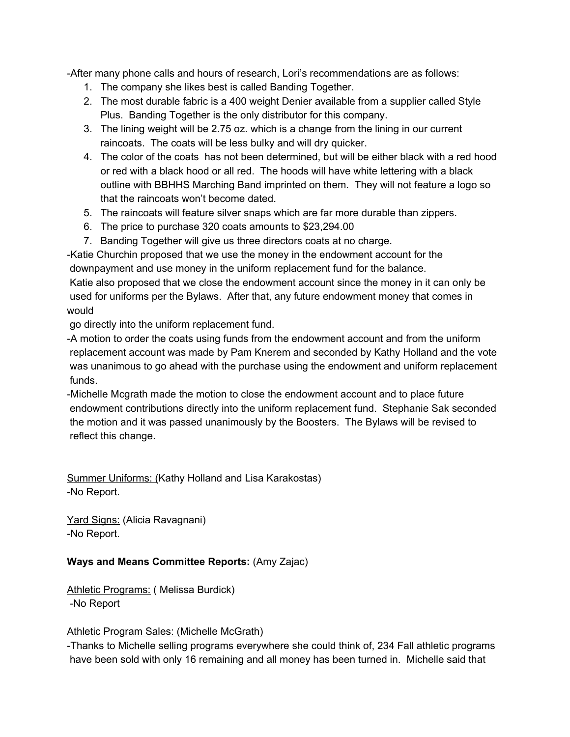-After many phone calls and hours of research, Lori's recommendations are as follows:

1. The company she likes best is called Banding Together.
2. The most durable fabric is a 400 weight Denier available from a supplier called Style Plus. Banding Together is the only distributor for this company.
3. The lining weight will be 2.75 oz. which is a change from the lining in our current raincoats. The coats will be less bulky and will dry quicker.
4. The color of the coats has not been determined, but will be either black with a red hood or red with a black hood or all red. The hoods will have white lettering with a black outline with BBHHS Marching Band imprinted on them. They will not feature a logo so that the raincoats won't become dated.
5. The raincoats will feature silver snaps which are far more durable than zippers.
6. The price to purchase 320 coats amounts to $23,294.00
7. Banding Together will give us three directors coats at no charge.

-Katie Churchin proposed that we use the money in the endowment account for the downpayment and use money in the uniform replacement fund for the balance.
Katie also proposed that we close the endowment account since the money in it can only be used for uniforms per the Bylaws. After that, any future endowment money that comes in would
go directly into the uniform replacement fund.

-A motion to order the coats using funds from the endowment account and from the uniform replacement account was made by Pam Knerem and seconded by Kathy Holland and the vote was unanimous to go ahead with the purchase using the endowment and uniform replacement funds.

-Michelle Mcgrath made the motion to close the endowment account and to place future endowment contributions directly into the uniform replacement fund. Stephanie Sak seconded the motion and it was passed unanimously by the Boosters. The Bylaws will be revised to reflect this change.

<u>Summer Uniforms:</u> (Kathy Holland and Lisa Karakostas)
-No Report.

<u>Yard Signs:</u> (Alicia Ravagnani)
-No Report.

**Ways and Means Committee Reports:** (Amy Zajac)

<u>Athletic Programs:</u> ( Melissa Burdick)
-No Report

<u>Athletic Program Sales:</u> (Michelle McGrath)
-Thanks to Michelle selling programs everywhere she could think of, 234 Fall athletic programs have been sold with only 16 remaining and all money has been turned in. Michelle said that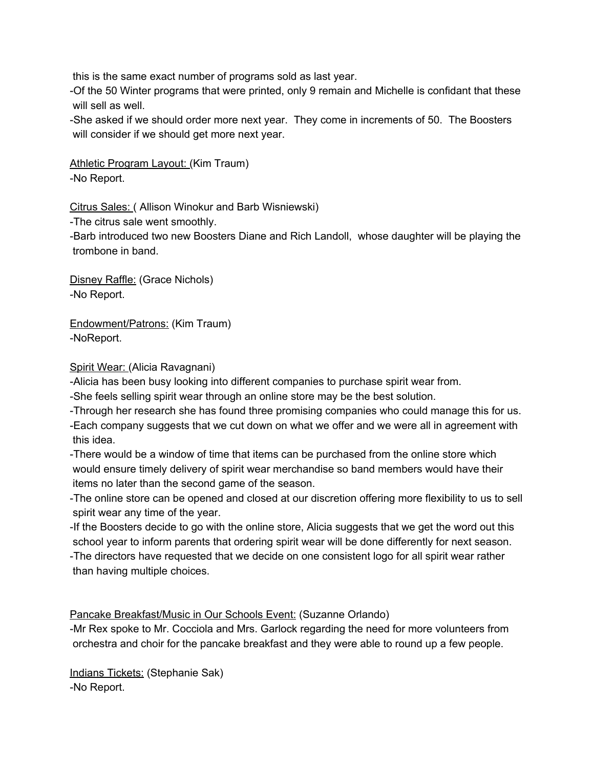this is the same exact number of programs sold as last year.

-Of the 50 Winter programs that were printed, only 9 remain and Michelle is confidant that these will sell as well.

-She asked if we should order more next year.  They come in increments of 50.  The Boosters will consider if we should get more next year.

<u>Athletic Program Layout: </u>(Kim Traum)

-No Report.

<u>Citrus Sales: </u>( Allison Winokur and Barb Wisniewski)

-The citrus sale went smoothly.

-Barb introduced two new Boosters Diane and Rich Landoll,  whose daughter will be playing the trombone in band.

<u>Disney Raffle:</u> (Grace Nichols)

-No Report.

<u>Endowment/Patrons:</u> (Kim Traum)

-NoReport.

<u>Spirit Wear: </u>(Alicia Ravagnani)

-Alicia has been busy looking into different companies to purchase spirit wear from.

-She feels selling spirit wear through an online store may be the best solution.

-Through her research she has found three promising companies who could manage this for us.

-Each company suggests that we cut down on what we offer and we were all in agreement with this idea.

-There would be a window of time that items can be purchased from the online store which would ensure timely delivery of spirit wear merchandise so band members would have their items no later than the second game of the season.

-The online store can be opened and closed at our discretion offering more flexibility to us to sell spirit wear any time of the year.

-If the Boosters decide to go with the online store, Alicia suggests that we get the word out this school year to inform parents that ordering spirit wear will be done differently for next season.

-The directors have requested that we decide on one consistent logo for all spirit wear rather than having multiple choices.

<u>Pancake Breakfast/Music in Our Schools Event:</u> (Suzanne Orlando)

-Mr Rex spoke to Mr. Cocciola and Mrs. Garlock regarding the need for more volunteers from orchestra and choir for the pancake breakfast and they were able to round up a few people.

<u>Indians Tickets:</u> (Stephanie Sak)

-No Report.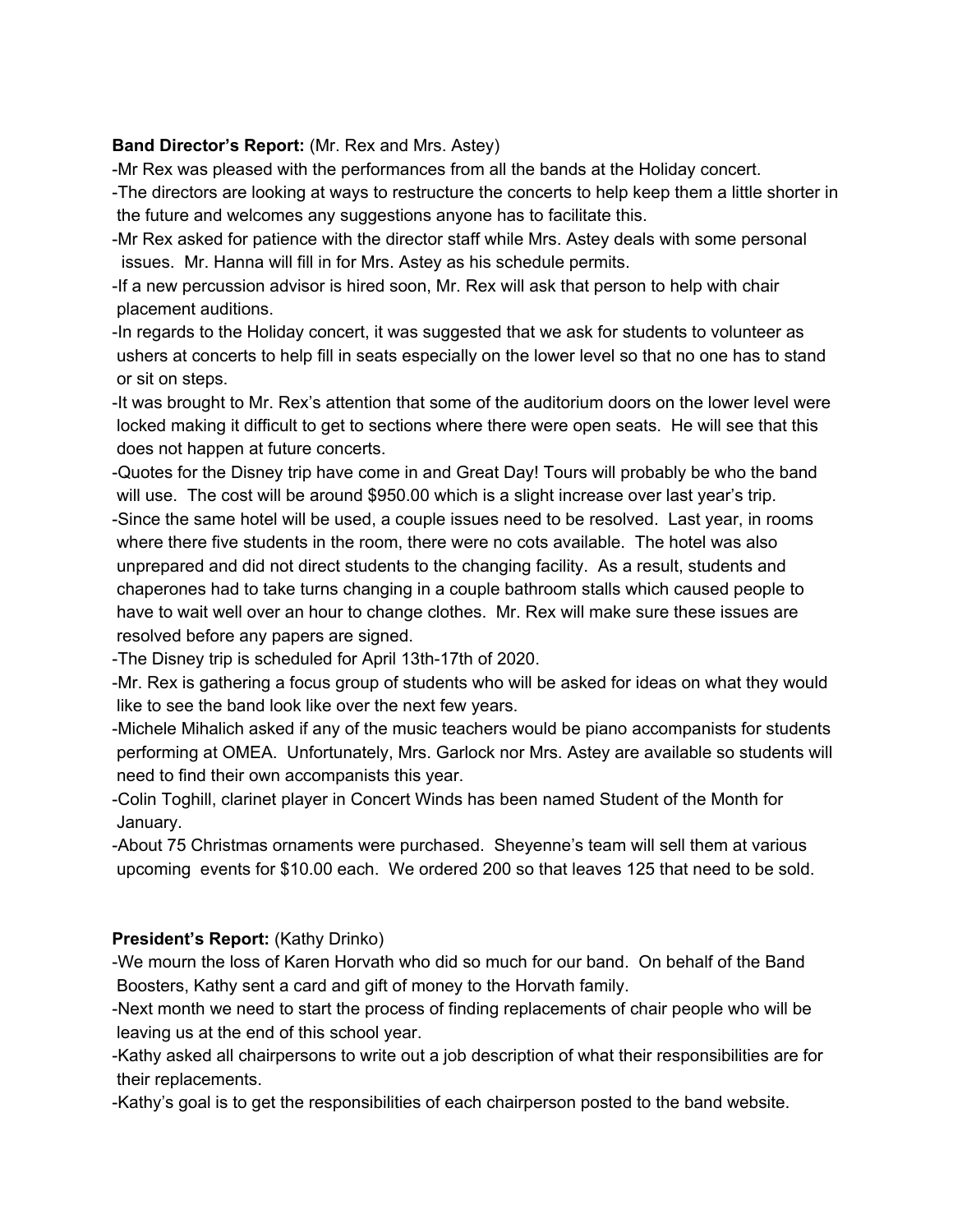**Band Director's Report:** (Mr. Rex and Mrs. Astey)

-Mr Rex was pleased with the performances from all the bands at the Holiday concert.

-The directors are looking at ways to restructure the concerts to help keep them a little shorter in the future and welcomes any suggestions anyone has to facilitate this.

-Mr Rex asked for patience with the director staff while Mrs. Astey deals with some personal issues. Mr. Hanna will fill in for Mrs. Astey as his schedule permits.

-If a new percussion advisor is hired soon, Mr. Rex will ask that person to help with chair placement auditions.

-In regards to the Holiday concert, it was suggested that we ask for students to volunteer as ushers at concerts to help fill in seats especially on the lower level so that no one has to stand or sit on steps.

-It was brought to Mr. Rex's attention that some of the auditorium doors on the lower level were locked making it difficult to get to sections where there were open seats. He will see that this does not happen at future concerts.

-Quotes for the Disney trip have come in and Great Day! Tours will probably be who the band will use. The cost will be around $950.00 which is a slight increase over last year's trip.

-Since the same hotel will be used, a couple issues need to be resolved. Last year, in rooms where there five students in the room, there were no cots available. The hotel was also unprepared and did not direct students to the changing facility. As a result, students and chaperones had to take turns changing in a couple bathroom stalls which caused people to have to wait well over an hour to change clothes. Mr. Rex will make sure these issues are resolved before any papers are signed.

-The Disney trip is scheduled for April 13th-17th of 2020.

-Mr. Rex is gathering a focus group of students who will be asked for ideas on what they would like to see the band look like over the next few years.

-Michele Mihalich asked if any of the music teachers would be piano accompanists for students performing at OMEA. Unfortunately, Mrs. Garlock nor Mrs. Astey are available so students will need to find their own accompanists this year.

-Colin Toghill, clarinet player in Concert Winds has been named Student of the Month for January.

-About 75 Christmas ornaments were purchased. Sheyenne's team will sell them at various upcoming events for $10.00 each. We ordered 200 so that leaves 125 that need to be sold.

**President's Report:** (Kathy Drinko)

-We mourn the loss of Karen Horvath who did so much for our band. On behalf of the Band Boosters, Kathy sent a card and gift of money to the Horvath family.

-Next month we need to start the process of finding replacements of chair people who will be leaving us at the end of this school year.

-Kathy asked all chairpersons to write out a job description of what their responsibilities are for their replacements.

-Kathy's goal is to get the responsibilities of each chairperson posted to the band website.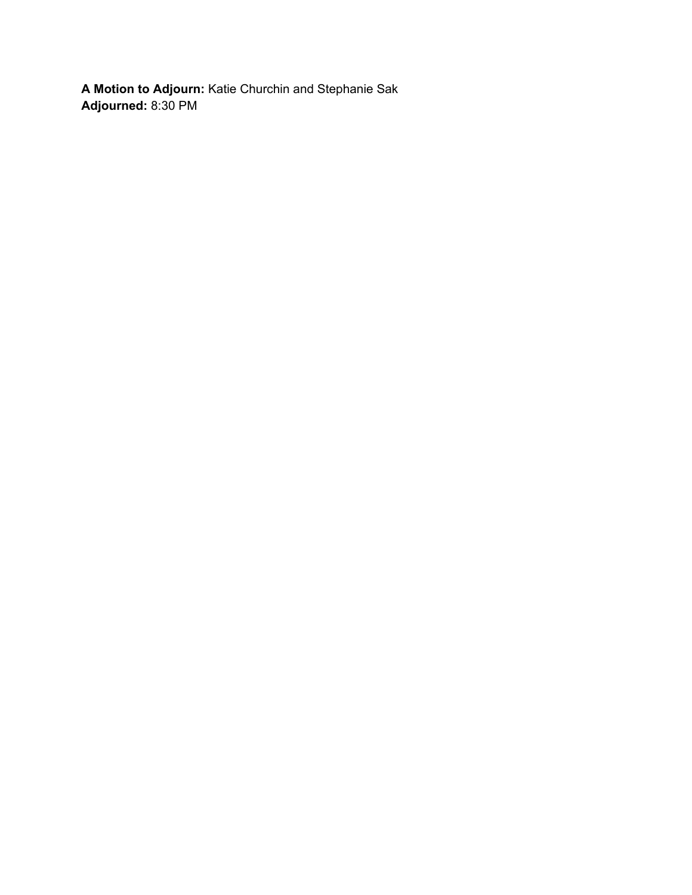**A Motion to Adjourn:** Katie Churchin and Stephanie Sak
**Adjourned:** 8:30 PM